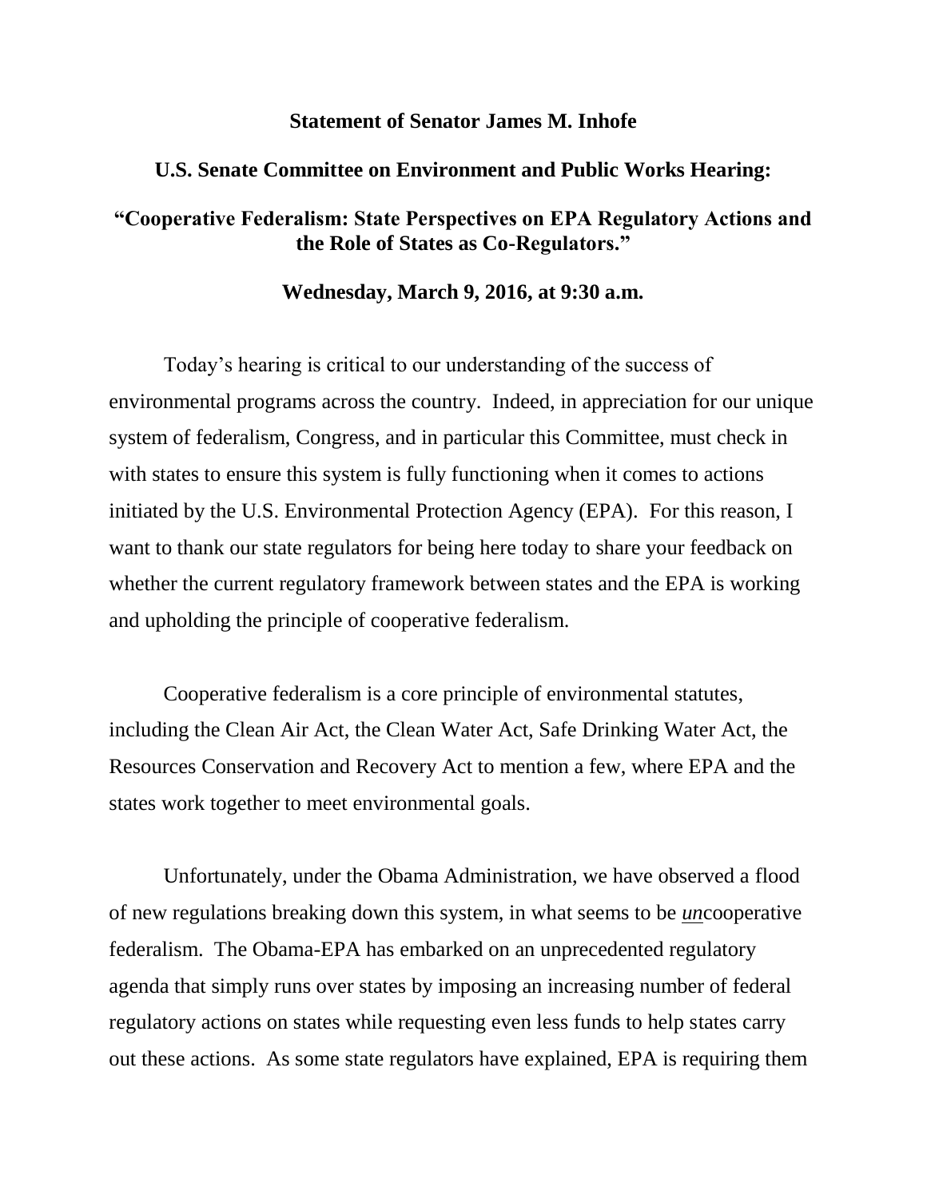**Statement of Senator James M. Inhofe**

**U.S. Senate Committee on Environment and Public Works Hearing:**

**"Cooperative Federalism: State Perspectives on EPA Regulatory Actions and the Role of States as Co-Regulators."**

**Wednesday, March 9, 2016, at 9:30 a.m.**

Today's hearing is critical to our understanding of the success of environmental programs across the country. Indeed, in appreciation for our unique system of federalism, Congress, and in particular this Committee, must check in with states to ensure this system is fully functioning when it comes to actions initiated by the U.S. Environmental Protection Agency (EPA). For this reason, I want to thank our state regulators for being here today to share your feedback on whether the current regulatory framework between states and the EPA is working and upholding the principle of cooperative federalism.

Cooperative federalism is a core principle of environmental statutes, including the Clean Air Act, the Clean Water Act, Safe Drinking Water Act, the Resources Conservation and Recovery Act to mention a few, where EPA and the states work together to meet environmental goals.

Unfortunately, under the Obama Administration, we have observed a flood of new regulations breaking down this system, in what seems to be ***un***cooperative federalism. The Obama-EPA has embarked on an unprecedented regulatory agenda that simply runs over states by imposing an increasing number of federal regulatory actions on states while requesting even less funds to help states carry out these actions. As some state regulators have explained, EPA is requiring them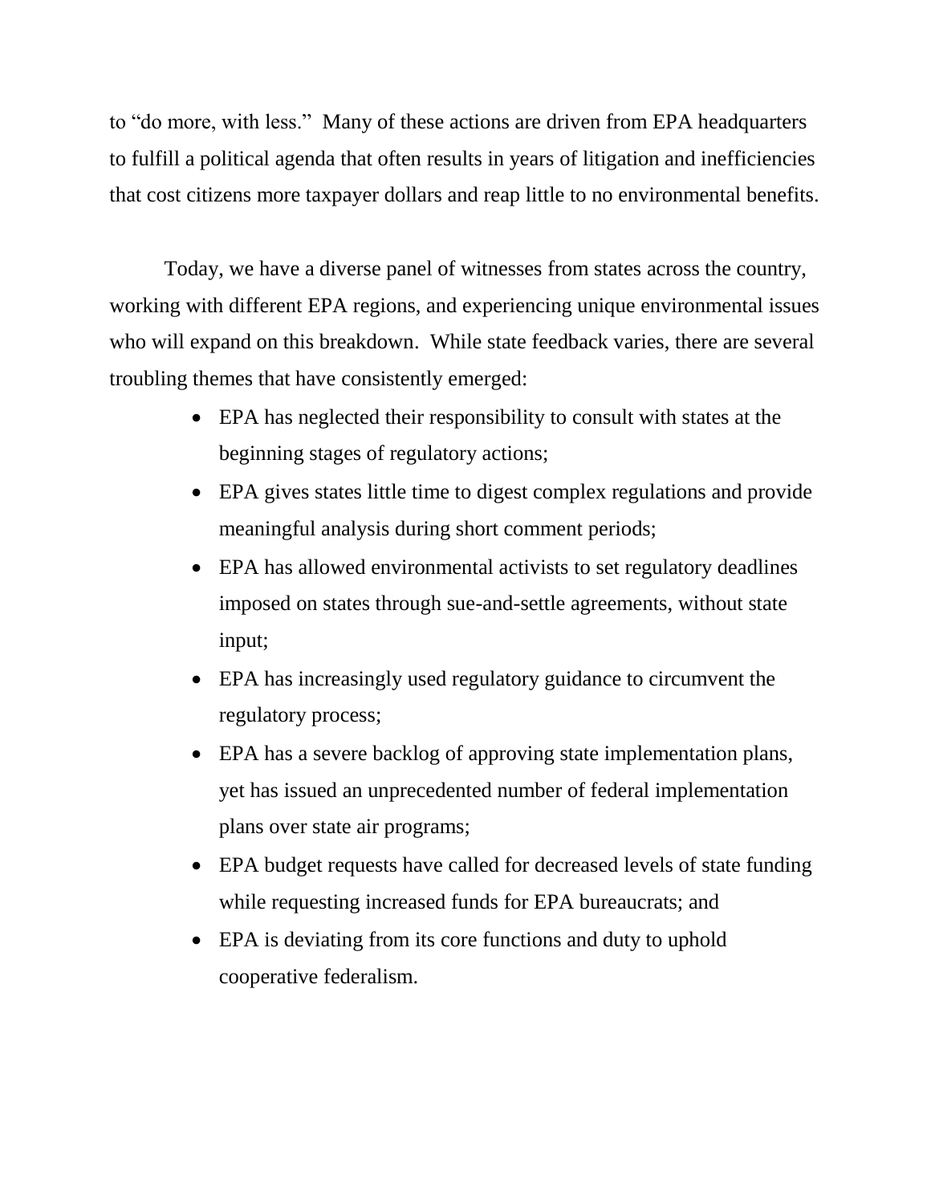to "do more, with less." Many of these actions are driven from EPA headquarters to fulfill a political agenda that often results in years of litigation and inefficiencies that cost citizens more taxpayer dollars and reap little to no environmental benefits.

Today, we have a diverse panel of witnesses from states across the country, working with different EPA regions, and experiencing unique environmental issues who will expand on this breakdown. While state feedback varies, there are several troubling themes that have consistently emerged:

- EPA has neglected their responsibility to consult with states at the beginning stages of regulatory actions;
- EPA gives states little time to digest complex regulations and provide meaningful analysis during short comment periods;
- EPA has allowed environmental activists to set regulatory deadlines imposed on states through sue-and-settle agreements, without state input;
- EPA has increasingly used regulatory guidance to circumvent the regulatory process;
- EPA has a severe backlog of approving state implementation plans, yet has issued an unprecedented number of federal implementation plans over state air programs;
- EPA budget requests have called for decreased levels of state funding while requesting increased funds for EPA bureaucrats; and
- EPA is deviating from its core functions and duty to uphold cooperative federalism.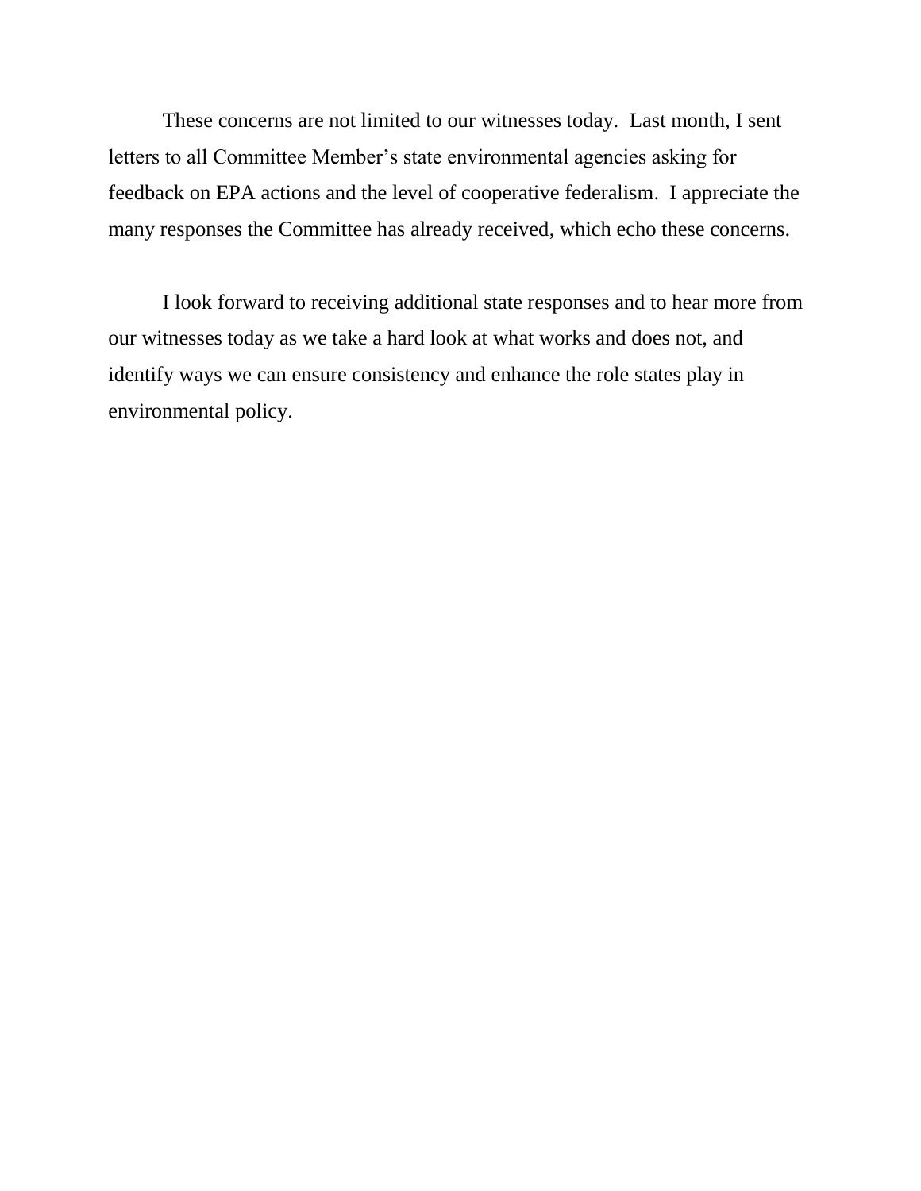These concerns are not limited to our witnesses today. Last month, I sent letters to all Committee Member's state environmental agencies asking for feedback on EPA actions and the level of cooperative federalism. I appreciate the many responses the Committee has already received, which echo these concerns.

I look forward to receiving additional state responses and to hear more from our witnesses today as we take a hard look at what works and does not, and identify ways we can ensure consistency and enhance the role states play in environmental policy.